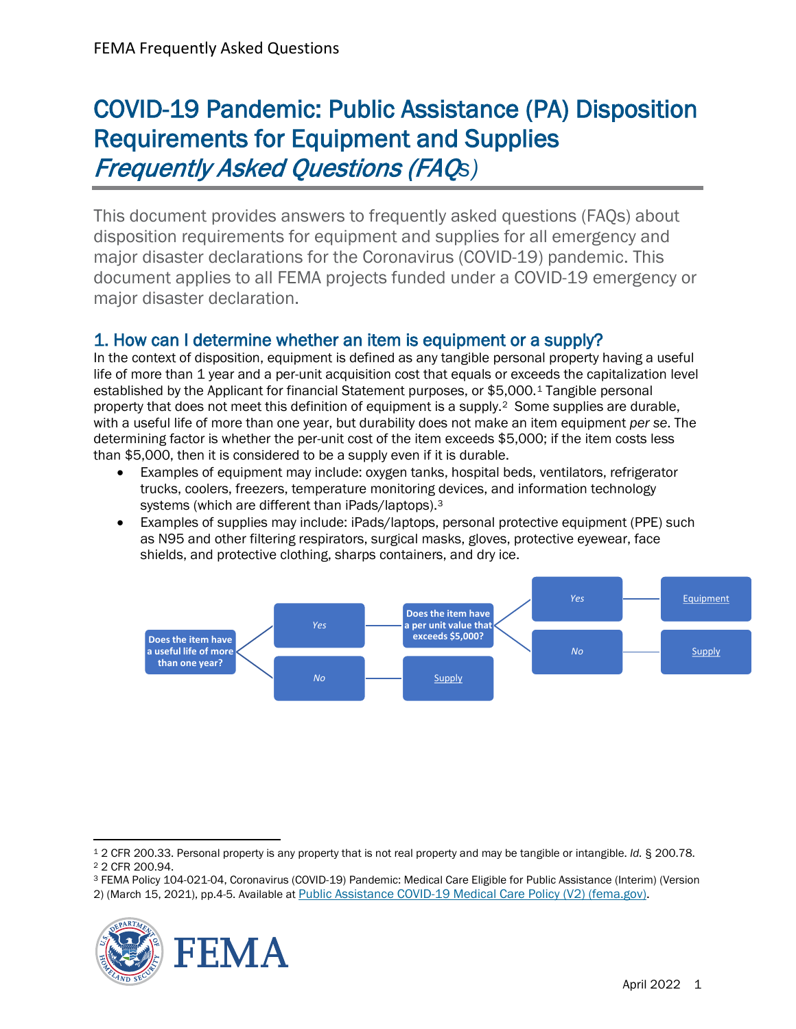# COVID-19 Pandemic: Public Assistance (PA) Disposition Requirements for Equipment and Supplies

## *Frequently Asked Questions (FAQs)*

This document provides answers to frequently asked questions (FAQs) about disposition requirements for equipment and supplies for all emergency and major disaster declarations for the Coronavirus (COVID-19) pandemic. This document applies to all FEMA projects funded under a COVID-19 emergency or major disaster declaration.

## 1. How can I determine whether an item is equipment or a supply?

In the context of disposition, equipment is defined as any tangible personal property having a useful life of more than 1 year and a per-unit acquisition cost that equals or exceeds the capitalization level established by the Applicant for financial Statement purposes, or $5,000.[1] Tangible personal property that does not meet this definition of equipment is a supply.[2] Some supplies are durable, with a useful life of more than one year, but durability does not make an item equipment *per se*. The determining factor is whether the per-unit cost of the item exceeds $5,000; if the item costs less than $5,000, then it is considered to be a supply even if it is durable.

- Examples of equipment may include: oxygen tanks, hospital beds, ventilators, refrigerator trucks, coolers, freezers, temperature monitoring devices, and information technology systems (which are different than iPads/laptops).[3]
- Examples of supplies may include: iPads/laptops, personal protective equipment (PPE) such as N95 and other filtering respirators, surgical masks, gloves, protective eyewear, face shields, and protective clothing, sharps containers, and dry ice.

**Does the item have a useful life of more than one year?**
- *Yes* → **Does the item have a per unit value that exceeds $5,000?**
  - *Yes* → Equipment
  - *No* → Supply
- *No* → Supply

---

[1] 2 CFR 200.33. Personal property is any property that is not real property and may be tangible or intangible. *Id.* § 200.78.

[2] 2 CFR 200.94.

[3] FEMA Policy 104-021-04, Coronavirus (COVID-19) Pandemic: Medical Care Eligible for Public Assistance (Interim) (Version 2) (March 15, 2021), pp.4-5. Available at Public Assistance COVID-19 Medical Care Policy (V2) (fema.gov).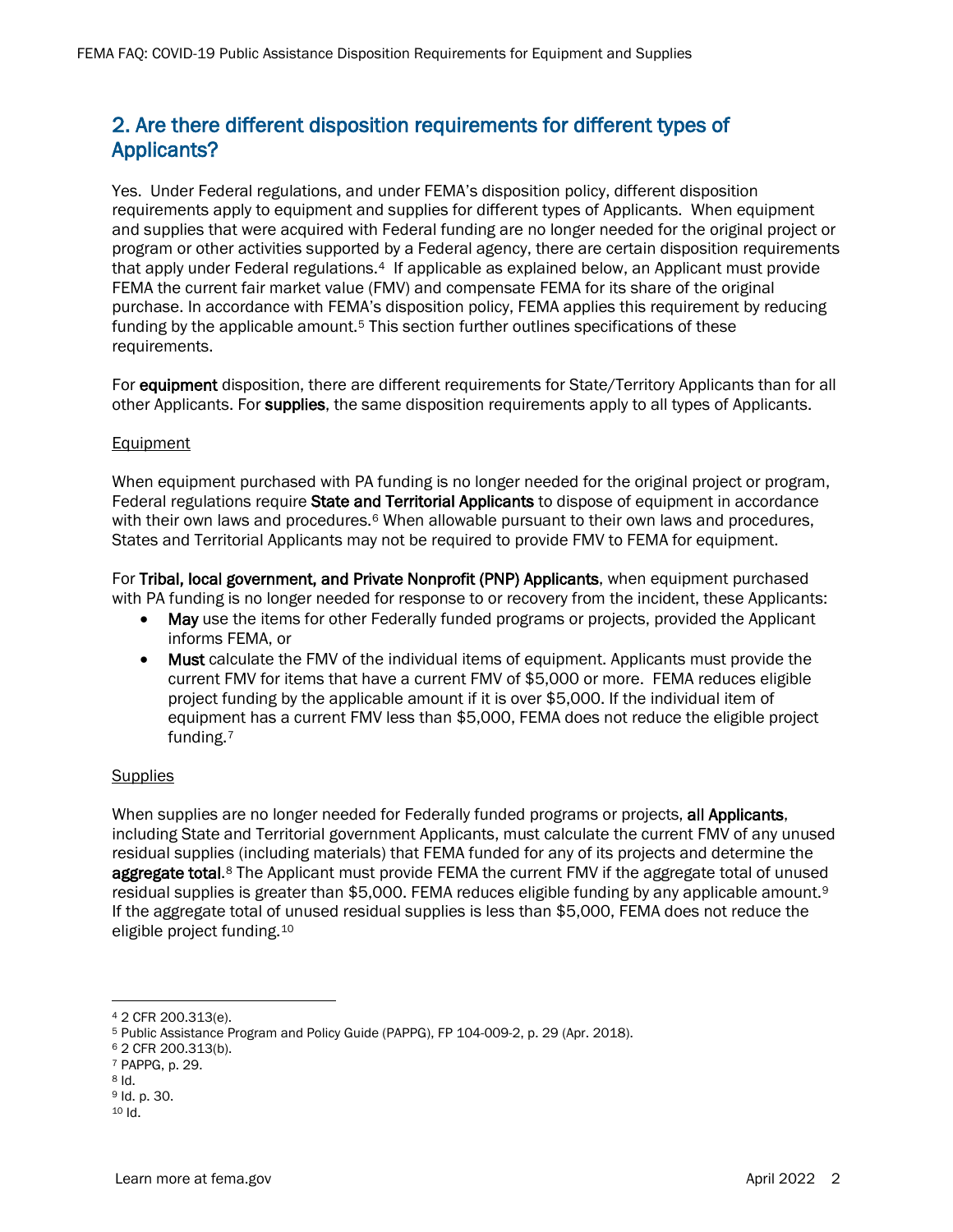## 2. Are there different disposition requirements for different types of Applicants?

Yes. Under Federal regulations, and under FEMA's disposition policy, different disposition requirements apply to equipment and supplies for different types of Applicants. When equipment and supplies that were acquired with Federal funding are no longer needed for the original project or program or other activities supported by a Federal agency, there are certain disposition requirements that apply under Federal regulations.[4] If applicable as explained below, an Applicant must provide FEMA the current fair market value (FMV) and compensate FEMA for its share of the original purchase. In accordance with FEMA's disposition policy, FEMA applies this requirement by reducing funding by the applicable amount.[5] This section further outlines specifications of these requirements.

For **equipment** disposition, there are different requirements for State/Territory Applicants than for all other Applicants. For **supplies**, the same disposition requirements apply to all types of Applicants.

Equipment

When equipment purchased with PA funding is no longer needed for the original project or program, Federal regulations require **State and Territorial Applicants** to dispose of equipment in accordance with their own laws and procedures.[6] When allowable pursuant to their own laws and procedures, States and Territorial Applicants may not be required to provide FMV to FEMA for equipment.

For **Tribal, local government, and Private Nonprofit (PNP) Applicants**, when equipment purchased with PA funding is no longer needed for response to or recovery from the incident, these Applicants:

- **May** use the items for other Federally funded programs or projects, provided the Applicant informs FEMA, or
- **Must** calculate the FMV of the individual items of equipment. Applicants must provide the current FMV for items that have a current FMV of $5,000 or more. FEMA reduces eligible project funding by the applicable amount if it is over $5,000. If the individual item of equipment has a current FMV less than $5,000, FEMA does not reduce the eligible project funding.[7]

Supplies

When supplies are no longer needed for Federally funded programs or projects, **all Applicants**, including State and Territorial government Applicants, must calculate the current FMV of any unused residual supplies (including materials) that FEMA funded for any of its projects and determine the **aggregate total**.[8] The Applicant must provide FEMA the current FMV if the aggregate total of unused residual supplies is greater than $5,000. FEMA reduces eligible funding by any applicable amount.[9] If the aggregate total of unused residual supplies is less than $5,000, FEMA does not reduce the eligible project funding.[10]

---

[4] 2 CFR 200.313(e).
[5] Public Assistance Program and Policy Guide (PAPPG), FP 104-009-2, p. 29 (Apr. 2018).
[6] 2 CFR 200.313(b).
[7] PAPPG, p. 29.
[8] Id.
[9] Id. p. 30.
[10] Id.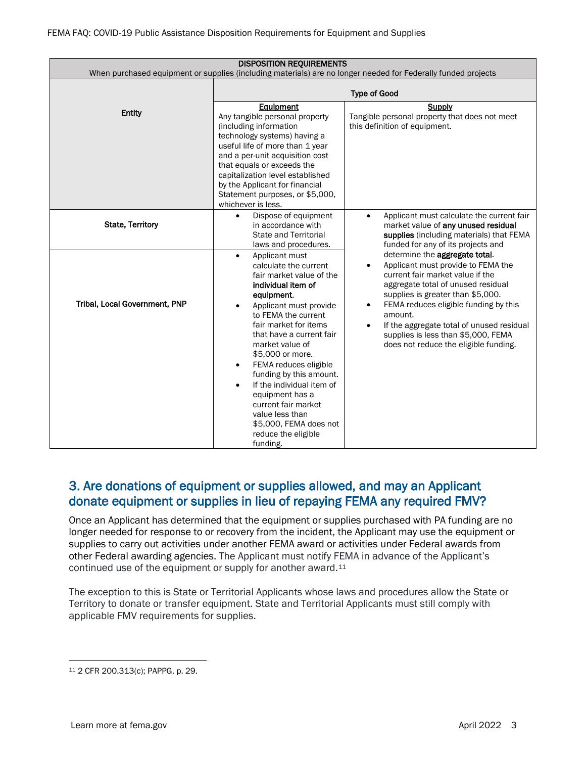| DISPOSITION REQUIREMENTS<br>When purchased equipment or supplies (including materials) are no longer needed for Federally funded projects | | |
|---|---|---|
| **Entity** | **Type of Good** | |
| | **Equipment**<br>Any tangible personal property (including information technology systems) having a useful life of more than 1 year and a per-unit acquisition cost that equals or exceeds the capitalization level established by the Applicant for financial Statement purposes, or $5,000, whichever is less. | **Supply**<br>Tangible personal property that does not meet this definition of equipment. |
| **State, Territory** | • Dispose of equipment in accordance with State and Territorial laws and procedures. | • Applicant must calculate the current fair market value of **any unused residual supplies** (including materials) that FEMA funded for any of its projects and determine the **aggregate total**.<br>• Applicant must provide to FEMA the current fair market value if the aggregate total of unused residual supplies is greater than $5,000.<br>• FEMA reduces eligible funding by this amount.<br>• If the aggregate total of unused residual supplies is less than $5,000, FEMA does not reduce the eligible funding. |
| **Tribal, Local Government, PNP** | • Applicant must calculate the current fair market value of the **individual item of equipment**.<br>• Applicant must provide to FEMA the current fair market for items that have a current fair market value of $5,000 or more.<br>• FEMA reduces eligible funding by this amount.<br>• If the individual item of equipment has a current fair market value less than $5,000, FEMA does not reduce the eligible funding. | |

## 3. Are donations of equipment or supplies allowed, and may an Applicant donate equipment or supplies in lieu of repaying FEMA any required FMV?

Once an Applicant has determined that the equipment or supplies purchased with PA funding are no longer needed for response to or recovery from the incident, the Applicant may use the equipment or supplies to carry out activities under another FEMA award or activities under Federal awards from other Federal awarding agencies. The Applicant must notify FEMA in advance of the Applicant's continued use of the equipment or supply for another award.[11]

The exception to this is State or Territorial Applicants whose laws and procedures allow the State or Territory to donate or transfer equipment. State and Territorial Applicants must still comply with applicable FMV requirements for supplies.

[11] 2 CFR 200.313(c); PAPPG, p. 29.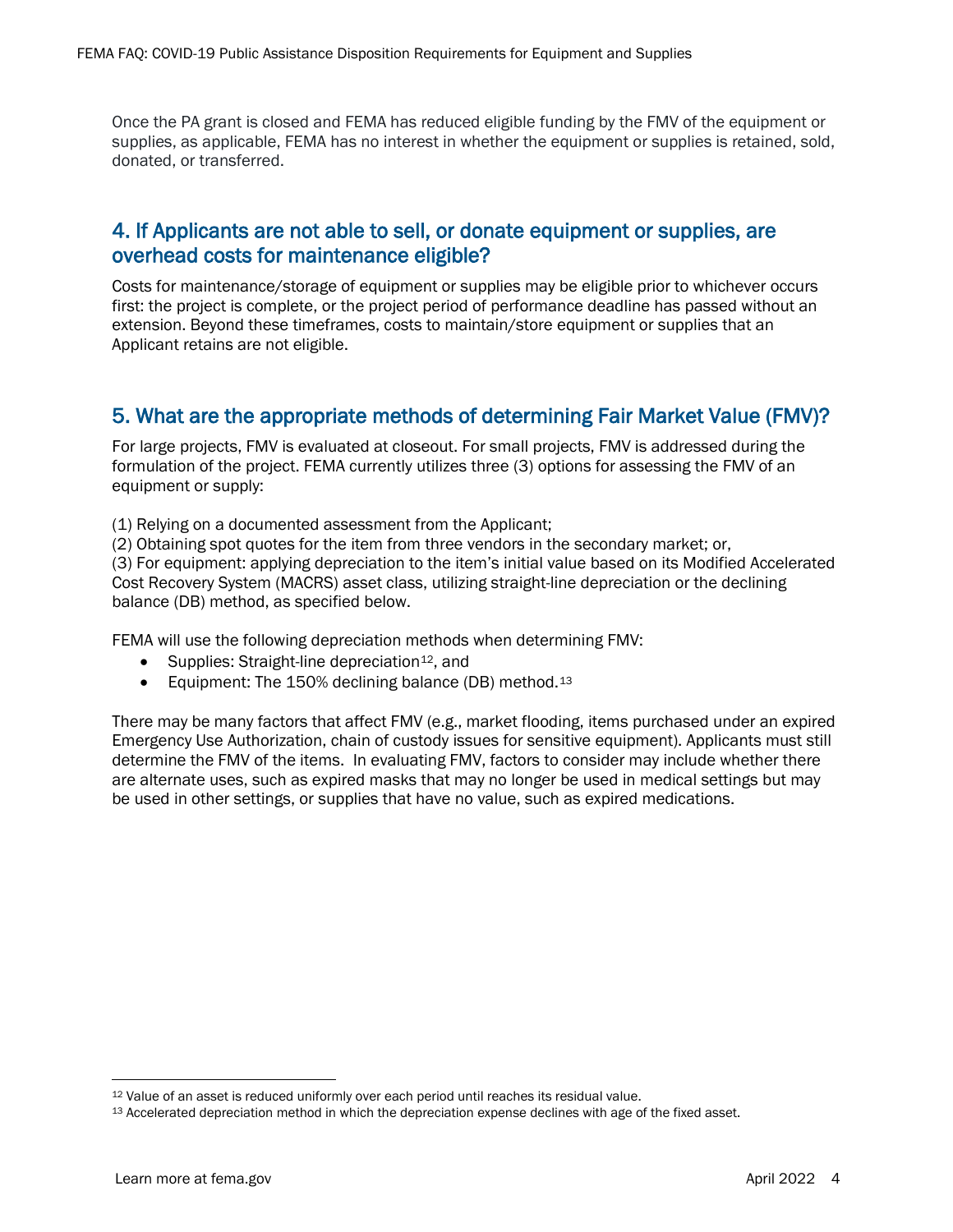Once the PA grant is closed and FEMA has reduced eligible funding by the FMV of the equipment or supplies, as applicable, FEMA has no interest in whether the equipment or supplies is retained, sold, donated, or transferred.

## 4. If Applicants are not able to sell, or donate equipment or supplies, are overhead costs for maintenance eligible?

Costs for maintenance/storage of equipment or supplies may be eligible prior to whichever occurs first: the project is complete, or the project period of performance deadline has passed without an extension. Beyond these timeframes, costs to maintain/store equipment or supplies that an Applicant retains are not eligible.

## 5. What are the appropriate methods of determining Fair Market Value (FMV)?

For large projects, FMV is evaluated at closeout. For small projects, FMV is addressed during the formulation of the project. FEMA currently utilizes three (3) options for assessing the FMV of an equipment or supply:

(1) Relying on a documented assessment from the Applicant;
(2) Obtaining spot quotes for the item from three vendors in the secondary market; or,
(3) For equipment: applying depreciation to the item's initial value based on its Modified Accelerated Cost Recovery System (MACRS) asset class, utilizing straight-line depreciation or the declining balance (DB) method, as specified below.

FEMA will use the following depreciation methods when determining FMV:

- Supplies: Straight-line depreciation[12], and
- Equipment: The 150% declining balance (DB) method.[13]

There may be many factors that affect FMV (e.g., market flooding, items purchased under an expired Emergency Use Authorization, chain of custody issues for sensitive equipment). Applicants must still determine the FMV of the items. In evaluating FMV, factors to consider may include whether there are alternate uses, such as expired masks that may no longer be used in medical settings but may be used in other settings, or supplies that have no value, such as expired medications.

[12] Value of an asset is reduced uniformly over each period until reaches its residual value.
[13] Accelerated depreciation method in which the depreciation expense declines with age of the fixed asset.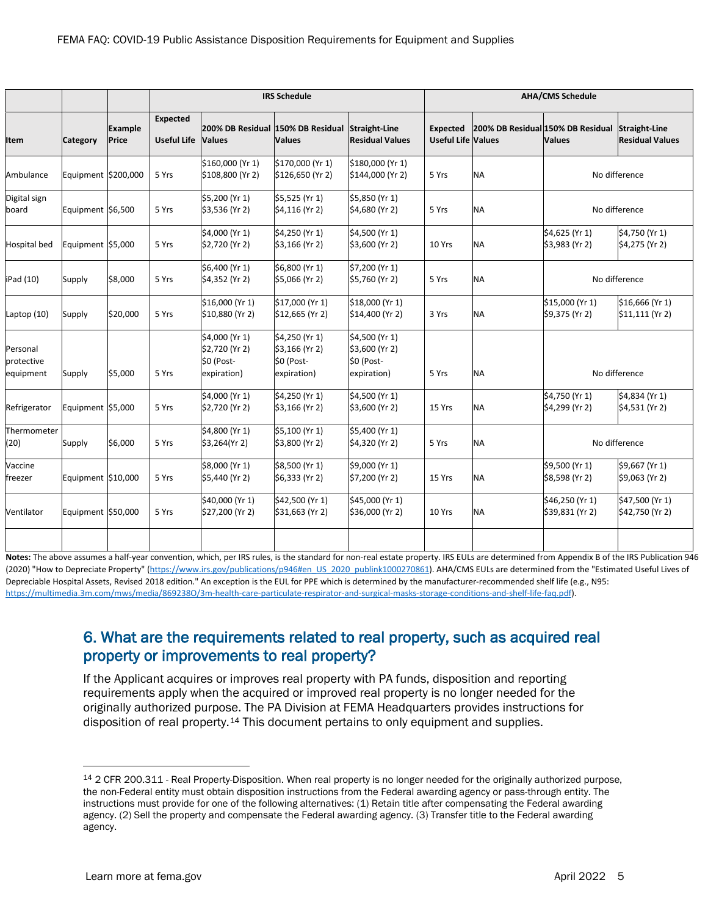| | | | IRS Schedule | | | | AHA/CMS Schedule | | | |
|---|---|---|---|---|---|---|---|---|---|---|
| Item | Category | Example Price | Expected Useful Life | 200% DB Residual Values | 150% DB Residual Values | Straight-Line Residual Values | Expected Useful Life | 200% DB Residual Values | 150% DB Residual Values | Straight-Line Residual Values |
| Ambulance | Equipment | $200,000 | 5 Yrs | $160,000 (Yr 1) $108,800 (Yr 2) | $170,000 (Yr 1) $126,650 (Yr 2) | $180,000 (Yr 1) $144,000 (Yr 2) | 5 Yrs | NA | No difference | |
| Digital sign board | Equipment | $6,500 | 5 Yrs | $5,200 (Yr 1) $3,536 (Yr 2) | $5,525 (Yr 1) $4,116 (Yr 2) | $5,850 (Yr 1) $4,680 (Yr 2) | 5 Yrs | NA | No difference | |
| Hospital bed | Equipment | $5,000 | 5 Yrs | $4,000 (Yr 1) $2,720 (Yr 2) | $4,250 (Yr 1) $3,166 (Yr 2) | $4,500 (Yr 1) $3,600 (Yr 2) | 10 Yrs | NA | $4,625 (Yr 1) $3,983 (Yr 2) | $4,750 (Yr 1) $4,275 (Yr 2) |
| iPad (10) | Supply | $8,000 | 5 Yrs | $6,400 (Yr 1) $4,352 (Yr 2) | $6,800 (Yr 1) $5,066 (Yr 2) | $7,200 (Yr 1) $5,760 (Yr 2) | 5 Yrs | NA | No difference | |
| Laptop (10) | Supply | $20,000 | 5 Yrs | $16,000 (Yr 1) $10,880 (Yr 2) | $17,000 (Yr 1) $12,665 (Yr 2) | $18,000 (Yr 1) $14,400 (Yr 2) | 3 Yrs | NA | $15,000 (Yr 1) $9,375 (Yr 2) | $16,666 (Yr 1) $11,111 (Yr 2) |
| Personal protective equipment | Supply | $5,000 | 5 Yrs | $4,000 (Yr 1) $2,720 (Yr 2) $0 (Post-expiration) | $4,250 (Yr 1) $3,166 (Yr 2) $0 (Post-expiration) | $4,500 (Yr 1) $3,600 (Yr 2) $0 (Post-expiration) | 5 Yrs | NA | No difference | |
| Refrigerator | Equipment | $5,000 | 5 Yrs | $4,000 (Yr 1) $2,720 (Yr 2) | $4,250 (Yr 1) $3,166 (Yr 2) | $4,500 (Yr 1) $3,600 (Yr 2) | 15 Yrs | NA | $4,750 (Yr 1) $4,299 (Yr 2) | $4,834 (Yr 1) $4,531 (Yr 2) |
| Thermometer (20) | Supply | $6,000 | 5 Yrs | $4,800 (Yr 1) $3,264(Yr 2) | $5,100 (Yr 1) $3,800 (Yr 2) | $5,400 (Yr 1) $4,320 (Yr 2) | 5 Yrs | NA | No difference | |
| Vaccine freezer | Equipment | $10,000 | 5 Yrs | $8,000 (Yr 1) $5,440 (Yr 2) | $8,500 (Yr 1) $6,333 (Yr 2) | $9,000 (Yr 1) $7,200 (Yr 2) | 15 Yrs | NA | $9,500 (Yr 1) $8,598 (Yr 2) | $9,667 (Yr 1) $9,063 (Yr 2) |
| Ventilator | Equipment | $50,000 | 5 Yrs | $40,000 (Yr 1) $27,200 (Yr 2) | $42,500 (Yr 1) $31,663 (Yr 2) | $45,000 (Yr 1) $36,000 (Yr 2) | 10 Yrs | NA | $46,250 (Yr 1) $39,831 (Yr 2) | $47,500 (Yr 1) $42,750 (Yr 2) |
| | | | | | | | | | | |

**Notes:** The above assumes a half-year convention, which, per IRS rules, is the standard for non-real estate property. IRS EULs are determined from Appendix B of the IRS Publication 946 (2020) "How to Depreciate Property" (https://www.irs.gov/publications/p946#en_US_2020_publink1000270861). AHA/CMS EULs are determined from the "Estimated Useful Lives of Depreciable Hospital Assets, Revised 2018 edition." An exception is the EUL for PPE which is determined by the manufacturer-recommended shelf life (e.g., N95: https://multimedia.3m.com/mws/media/869238O/3m-health-care-particulate-respirator-and-surgical-masks-storage-conditions-and-shelf-life-faq.pdf).

## 6. What are the requirements related to real property, such as acquired real property or improvements to real property?

If the Applicant acquires or improves real property with PA funds, disposition and reporting requirements apply when the acquired or improved real property is no longer needed for the originally authorized purpose. The PA Division at FEMA Headquarters provides instructions for disposition of real property.[14] This document pertains to only equipment and supplies.

[14] 2 CFR 200.311 - Real Property-Disposition. When real property is no longer needed for the originally authorized purpose, the non-Federal entity must obtain disposition instructions from the Federal awarding agency or pass-through entity. The instructions must provide for one of the following alternatives: (1) Retain title after compensating the Federal awarding agency. (2) Sell the property and compensate the Federal awarding agency. (3) Transfer title to the Federal awarding agency.